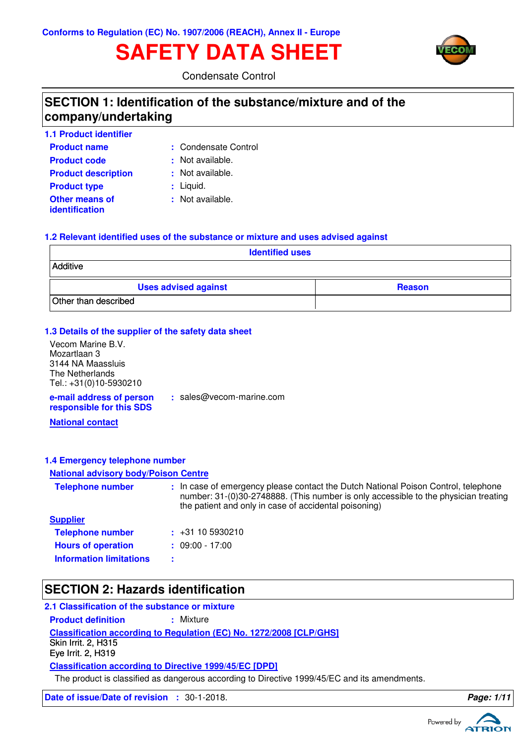Conforms to Regulation (EC) No. 1907/2006 (REACH), Annex II - Europe

# SAFETY DATA SHEET

Condensate Control

## SECTION 1: Identification of the substance/mixture and of the company/undertaking

### 1.1 Product identifier

**Product name** : Condensate Control

**Product code** : Not available.

**Product description** : Not available.

**Product type** : Liquid.

**Other means of identification** : Not available.

### 1.2 Relevant identified uses of the substance or mixture and uses advised against

| Identified uses |
|---|
| Additive |

| Uses advised against | Reason |
|---|---|
| Other than described | |

### 1.3 Details of the supplier of the safety data sheet

Vecom Marine B.V.
Mozartlaan 3
3144 NA Maassluis
The Netherlands
Tel.: +31(0)10-5930210

**e-mail address of person responsible for this SDS** : sales@vecom-marine.com

**National contact**

### 1.4 Emergency telephone number

**National advisory body/Poison Centre**

**Telephone number** : In case of emergency please contact the Dutch National Poison Control, telephone number: 31-(0)30-2748888. (This number is only accessible to the physician treating the patient and only in case of accidental poisoning)

**Supplier**

**Telephone number** : +31 10 5930210

**Hours of operation** : 09:00 - 17:00

**Information limitations** :

## SECTION 2: Hazards identification

### 2.1 Classification of the substance or mixture

**Product definition** : Mixture

**Classification according to Regulation (EC) No. 1272/2008 [CLP/GHS]**

Skin Irrit. 2, H315
Eye Irrit. 2, H319

**Classification according to Directive 1999/45/EC [DPD]**

The product is classified as dangerous according to Directive 1999/45/EC and its amendments.

**Date of issue/Date of revision** : 30-1-2018.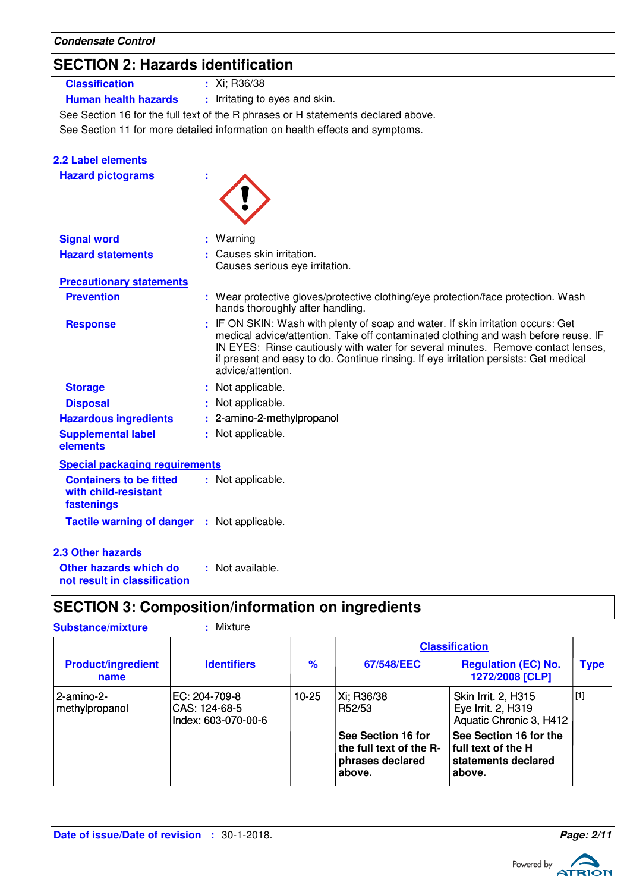## SECTION 2: Hazards identification

**Classification** : Xi; R36/38

**Human health hazards** : Irritating to eyes and skin.

See Section 16 for the full text of the R phrases or H statements declared above.

See Section 11 for more detailed information on health effects and symptoms.

### 2.2 Label elements

**Hazard pictograms** :

**Signal word** : Warning

**Hazard statements** : Causes skin irritation.
Causes serious eye irritation.

**Precautionary statements**

**Prevention** : Wear protective gloves/protective clothing/eye protection/face protection. Wash hands thoroughly after handling.

**Response** : IF ON SKIN: Wash with plenty of soap and water. If skin irritation occurs: Get medical advice/attention. Take off contaminated clothing and wash before reuse. IF IN EYES: Rinse cautiously with water for several minutes. Remove contact lenses, if present and easy to do. Continue rinsing. If eye irritation persists: Get medical advice/attention.

**Storage** : Not applicable.

**Disposal** : Not applicable.

**Hazardous ingredients** : 2-amino-2-methylpropanol

**Supplemental label elements** : Not applicable.

**Special packaging requirements**

**Containers to be fitted with child-resistant fastenings** : Not applicable.

**Tactile warning of danger** : Not applicable.

### 2.3 Other hazards

**Other hazards which do not result in classification** : Not available.

## SECTION 3: Composition/information on ingredients

**Substance/mixture** : Mixture

| Product/ingredient name | Identifiers | % | Classification 67/548/EEC | Classification Regulation (EC) No. 1272/2008 [CLP] | Type |
|---|---|---|---|---|---|
| 2-amino-2-methylpropanol | EC: 204-709-8<br>CAS: 124-68-5<br>Index: 603-070-00-6 | 10-25 | Xi; R36/38<br>R52/53 | Skin Irrit. 2, H315<br>Eye Irrit. 2, H319<br>Aquatic Chronic 3, H412 | [1] |
| | | | **See Section 16 for the full text of the R-phrases declared above.** | **See Section 16 for the full text of the H statements declared above.** | |

**Date of issue/Date of revision** : 30-1-2018.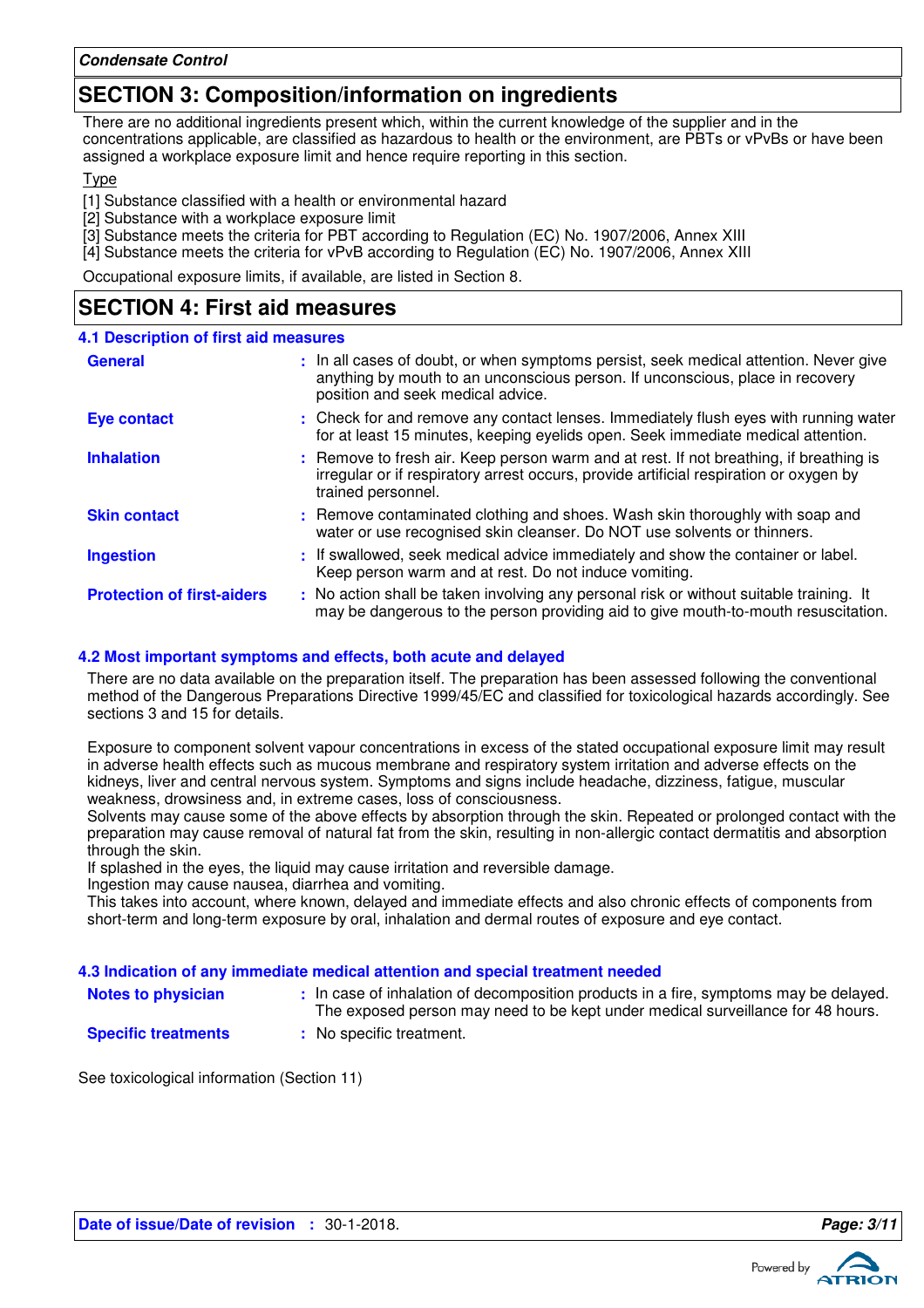## SECTION 3: Composition/information on ingredients

There are no additional ingredients present which, within the current knowledge of the supplier and in the concentrations applicable, are classified as hazardous to health or the environment, are PBTs or vPvBs or have been assigned a workplace exposure limit and hence require reporting in this section.

Type

[1] Substance classified with a health or environmental hazard
[2] Substance with a workplace exposure limit
[3] Substance meets the criteria for PBT according to Regulation (EC) No. 1907/2006, Annex XIII
[4] Substance meets the criteria for vPvB according to Regulation (EC) No. 1907/2006, Annex XIII

Occupational exposure limits, if available, are listed in Section 8.

## SECTION 4: First aid measures

### 4.1 Description of first aid measures

**General** : In all cases of doubt, or when symptoms persist, seek medical attention. Never give anything by mouth to an unconscious person. If unconscious, place in recovery position and seek medical advice.

**Eye contact** : Check for and remove any contact lenses. Immediately flush eyes with running water for at least 15 minutes, keeping eyelids open. Seek immediate medical attention.

**Inhalation** : Remove to fresh air. Keep person warm and at rest. If not breathing, if breathing is irregular or if respiratory arrest occurs, provide artificial respiration or oxygen by trained personnel.

**Skin contact** : Remove contaminated clothing and shoes. Wash skin thoroughly with soap and water or use recognised skin cleanser. Do NOT use solvents or thinners.

**Ingestion** : If swallowed, seek medical advice immediately and show the container or label. Keep person warm and at rest. Do not induce vomiting.

**Protection of first-aiders** : No action shall be taken involving any personal risk or without suitable training. It may be dangerous to the person providing aid to give mouth-to-mouth resuscitation.

### 4.2 Most important symptoms and effects, both acute and delayed

There are no data available on the preparation itself. The preparation has been assessed following the conventional method of the Dangerous Preparations Directive 1999/45/EC and classified for toxicological hazards accordingly. See sections 3 and 15 for details.

Exposure to component solvent vapour concentrations in excess of the stated occupational exposure limit may result in adverse health effects such as mucous membrane and respiratory system irritation and adverse effects on the kidneys, liver and central nervous system. Symptoms and signs include headache, dizziness, fatigue, muscular weakness, drowsiness and, in extreme cases, loss of consciousness.
Solvents may cause some of the above effects by absorption through the skin. Repeated or prolonged contact with the preparation may cause removal of natural fat from the skin, resulting in non-allergic contact dermatitis and absorption through the skin.
If splashed in the eyes, the liquid may cause irritation and reversible damage.
Ingestion may cause nausea, diarrhea and vomiting.
This takes into account, where known, delayed and immediate effects and also chronic effects of components from short-term and long-term exposure by oral, inhalation and dermal routes of exposure and eye contact.

### 4.3 Indication of any immediate medical attention and special treatment needed

**Notes to physician** : In case of inhalation of decomposition products in a fire, symptoms may be delayed. The exposed person may need to be kept under medical surveillance for 48 hours.

**Specific treatments** : No specific treatment.

See toxicological information (Section 11)

**Date of issue/Date of revision** : 30-1-2018.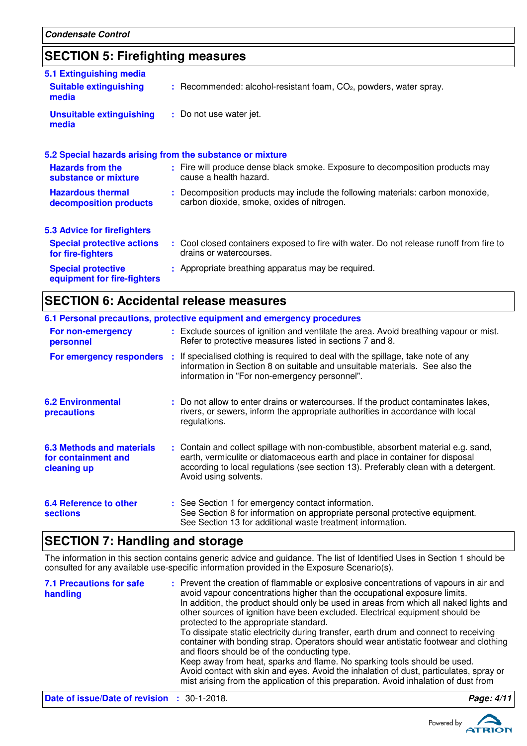## SECTION 5: Firefighting measures

### 5.1 Extinguishing media

**Suitable extinguishing media** : Recommended: alcohol-resistant foam, $CO_2$, powders, water spray.

**Unsuitable extinguishing media** : Do not use water jet.

### 5.2 Special hazards arising from the substance or mixture

**Hazards from the substance or mixture** : Fire will produce dense black smoke. Exposure to decomposition products may cause a health hazard.

**Hazardous thermal decomposition products** : Decomposition products may include the following materials: carbon monoxide, carbon dioxide, smoke, oxides of nitrogen.

### 5.3 Advice for firefighters

**Special protective actions for fire-fighters** : Cool closed containers exposed to fire with water. Do not release runoff from fire to drains or watercourses.

**Special protective equipment for fire-fighters** : Appropriate breathing apparatus may be required.

## SECTION 6: Accidental release measures

### 6.1 Personal precautions, protective equipment and emergency procedures

**For non-emergency personnel** : Exclude sources of ignition and ventilate the area. Avoid breathing vapour or mist. Refer to protective measures listed in sections 7 and 8.

**For emergency responders** : If specialised clothing is required to deal with the spillage, take note of any information in Section 8 on suitable and unsuitable materials. See also the information in "For non-emergency personnel".

### 6.2 Environmental precautions

: Do not allow to enter drains or watercourses. If the product contaminates lakes, rivers, or sewers, inform the appropriate authorities in accordance with local regulations.

### 6.3 Methods and materials for containment and cleaning up

: Contain and collect spillage with non-combustible, absorbent material e.g. sand, earth, vermiculite or diatomaceous earth and place in container for disposal according to local regulations (see section 13). Preferably clean with a detergent. Avoid using solvents.

### 6.4 Reference to other sections

: See Section 1 for emergency contact information.
See Section 8 for information on appropriate personal protective equipment.
See Section 13 for additional waste treatment information.

## SECTION 7: Handling and storage

The information in this section contains generic advice and guidance. The list of Identified Uses in Section 1 should be consulted for any available use-specific information provided in the Exposure Scenario(s).

### 7.1 Precautions for safe handling

: Prevent the creation of flammable or explosive concentrations of vapours in air and avoid vapour concentrations higher than the occupational exposure limits.
In addition, the product should only be used in areas from which all naked lights and other sources of ignition have been excluded. Electrical equipment should be protected to the appropriate standard.
To dissipate static electricity during transfer, earth drum and connect to receiving container with bonding strap. Operators should wear antistatic footwear and clothing and floors should be of the conducting type.
Keep away from heat, sparks and flame. No sparking tools should be used.
Avoid contact with skin and eyes. Avoid the inhalation of dust, particulates, spray or mist arising from the application of this preparation. Avoid inhalation of dust from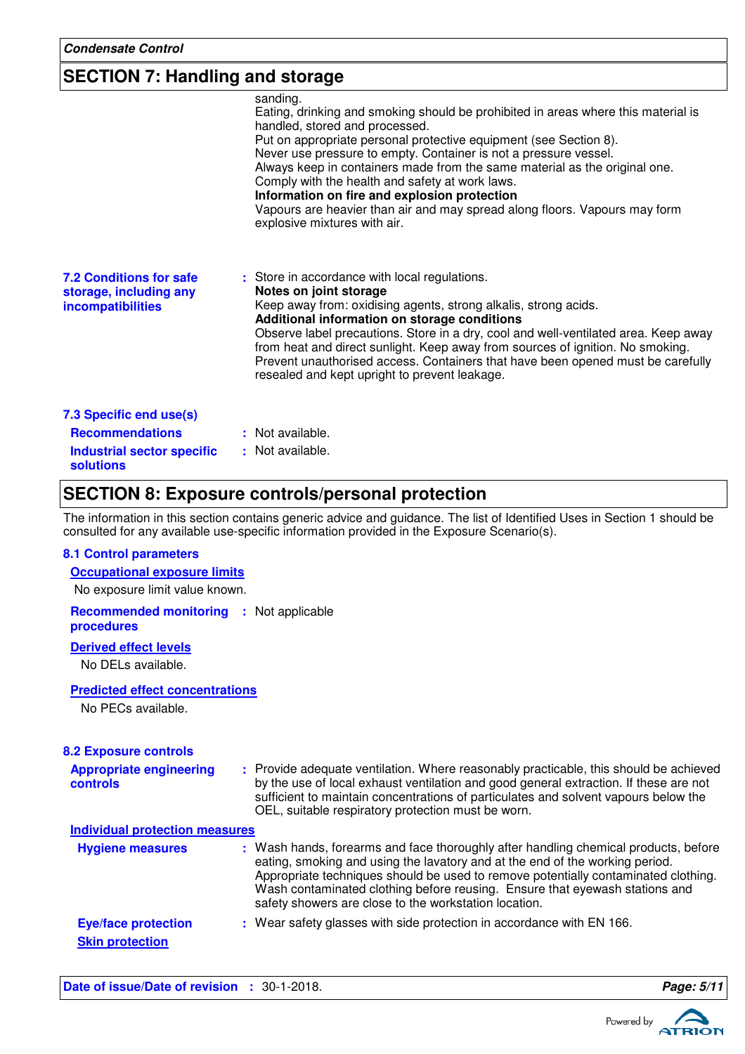## SECTION 7: Handling and storage

sanding.
Eating, drinking and smoking should be prohibited in areas where this material is handled, stored and processed.
Put on appropriate personal protective equipment (see Section 8).
Never use pressure to empty. Container is not a pressure vessel.
Always keep in containers made from the same material as the original one.
Comply with the health and safety at work laws.

**Information on fire and explosion protection**

Vapours are heavier than air and may spread along floors. Vapours may form explosive mixtures with air.

### 7.2 Conditions for safe storage, including any incompatibilities

: Store in accordance with local regulations.

**Notes on joint storage**

Keep away from: oxidising agents, strong alkalis, strong acids.

**Additional information on storage conditions**

Observe label precautions. Store in a dry, cool and well-ventilated area. Keep away from heat and direct sunlight. Keep away from sources of ignition. No smoking. Prevent unauthorised access. Containers that have been opened must be carefully resealed and kept upright to prevent leakage.

### 7.3 Specific end use(s)

**Recommendations** : Not available.

**Industrial sector specific solutions** : Not available.

## SECTION 8: Exposure controls/personal protection

The information in this section contains generic advice and guidance. The list of Identified Uses in Section 1 should be consulted for any available use-specific information provided in the Exposure Scenario(s).

### 8.1 Control parameters

**Occupational exposure limits**

No exposure limit value known.

**Recommended monitoring procedures** : Not applicable

**Derived effect levels**

No DELs available.

**Predicted effect concentrations**

No PECs available.

### 8.2 Exposure controls

**Appropriate engineering controls** : Provide adequate ventilation. Where reasonably practicable, this should be achieved by the use of local exhaust ventilation and good general extraction. If these are not sufficient to maintain concentrations of particulates and solvent vapours below the OEL, suitable respiratory protection must be worn.

**Individual protection measures**

**Hygiene measures** : Wash hands, forearms and face thoroughly after handling chemical products, before eating, smoking and using the lavatory and at the end of the working period. Appropriate techniques should be used to remove potentially contaminated clothing. Wash contaminated clothing before reusing. Ensure that eyewash stations and safety showers are close to the workstation location.

**Eye/face protection** : Wear safety glasses with side protection in accordance with EN 166.

**Skin protection**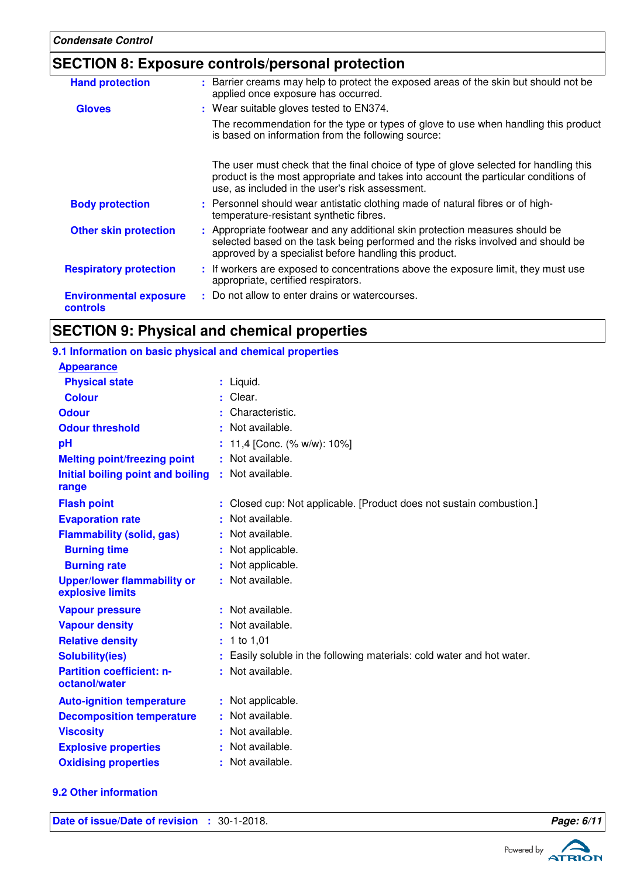## SECTION 8: Exposure controls/personal protection

| | |
|---|---|
| **Hand protection** | Barrier creams may help to protect the exposed areas of the skin but should not be applied once exposure has occurred. |
| **Gloves** | Wear suitable gloves tested to EN374.<br>The recommendation for the type or types of glove to use when handling this product is based on information from the following source:<br><br>The user must check that the final choice of type of glove selected for handling this product is the most appropriate and takes into account the particular conditions of use, as included in the user's risk assessment. |
| **Body protection** | Personnel should wear antistatic clothing made of natural fibres or of high-temperature-resistant synthetic fibres. |
| **Other skin protection** | Appropriate footwear and any additional skin protection measures should be selected based on the task being performed and the risks involved and should be approved by a specialist before handling this product. |
| **Respiratory protection** | If workers are exposed to concentrations above the exposure limit, they must use appropriate, certified respirators. |
| **Environmental exposure controls** | Do not allow to enter drains or watercourses. |

## SECTION 9: Physical and chemical properties

### 9.1 Information on basic physical and chemical properties

**Appearance**

| | |
|---|---|
| **Physical state** | Liquid. |
| **Colour** | Clear. |
| **Odour** | Characteristic. |
| **Odour threshold** | Not available. |
| **pH** | 11,4 [Conc. (% w/w): 10%] |
| **Melting point/freezing point** | Not available. |
| **Initial boiling point and boiling range** | Not available. |
| **Flash point** | Closed cup: Not applicable. [Product does not sustain combustion.] |
| **Evaporation rate** | Not available. |
| **Flammability (solid, gas)** | Not available. |
| **Burning time** | Not applicable. |
| **Burning rate** | Not applicable. |
| **Upper/lower flammability or explosive limits** | Not available. |
| **Vapour pressure** | Not available. |
| **Vapour density** | Not available. |
| **Relative density** | 1 to 1,01 |
| **Solubility(ies)** | Easily soluble in the following materials: cold water and hot water. |
| **Partition coefficient: n-octanol/water** | Not available. |
| **Auto-ignition temperature** | Not applicable. |
| **Decomposition temperature** | Not available. |
| **Viscosity** | Not available. |
| **Explosive properties** | Not available. |
| **Oxidising properties** | Not available. |

### 9.2 Other information

**Date of issue/Date of revision** : 30-1-2018.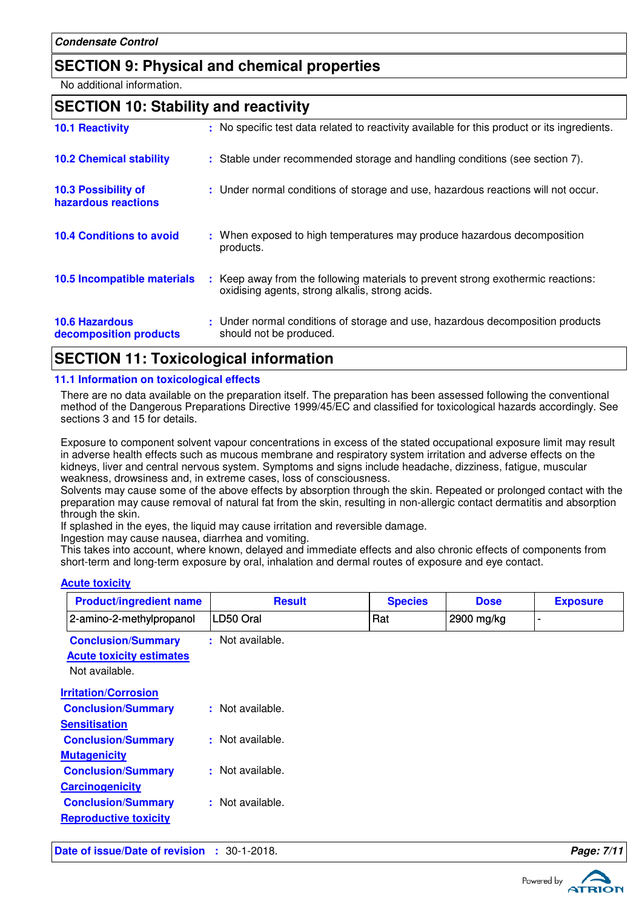## SECTION 9: Physical and chemical properties

No additional information.

## SECTION 10: Stability and reactivity

**10.1 Reactivity** : No specific test data related to reactivity available for this product or its ingredients.

**10.2 Chemical stability** : Stable under recommended storage and handling conditions (see section 7).

**10.3 Possibility of hazardous reactions** : Under normal conditions of storage and use, hazardous reactions will not occur.

**10.4 Conditions to avoid** : When exposed to high temperatures may produce hazardous decomposition products.

**10.5 Incompatible materials** : Keep away from the following materials to prevent strong exothermic reactions: oxidising agents, strong alkalis, strong acids.

**10.6 Hazardous decomposition products** : Under normal conditions of storage and use, hazardous decomposition products should not be produced.

## SECTION 11: Toxicological information

### 11.1 Information on toxicological effects

There are no data available on the preparation itself. The preparation has been assessed following the conventional method of the Dangerous Preparations Directive 1999/45/EC and classified for toxicological hazards accordingly. See sections 3 and 15 for details.

Exposure to component solvent vapour concentrations in excess of the stated occupational exposure limit may result in adverse health effects such as mucous membrane and respiratory system irritation and adverse effects on the kidneys, liver and central nervous system. Symptoms and signs include headache, dizziness, fatigue, muscular weakness, drowsiness and, in extreme cases, loss of consciousness.
Solvents may cause some of the above effects by absorption through the skin. Repeated or prolonged contact with the preparation may cause removal of natural fat from the skin, resulting in non-allergic contact dermatitis and absorption through the skin.
If splashed in the eyes, the liquid may cause irritation and reversible damage.
Ingestion may cause nausea, diarrhea and vomiting.
This takes into account, where known, delayed and immediate effects and also chronic effects of components from short-term and long-term exposure by oral, inhalation and dermal routes of exposure and eye contact.

**Acute toxicity**

| Product/ingredient name | Result | Species | Dose | Exposure |
|---|---|---|---|---|
| 2-amino-2-methylpropanol | LD50 Oral | Rat | 2900 mg/kg | - |

**Conclusion/Summary** : Not available.

**Acute toxicity estimates**

Not available.

**Irritation/Corrosion**

**Conclusion/Summary** : Not available.

**Sensitisation**

**Conclusion/Summary** : Not available.

**Mutagenicity**

**Conclusion/Summary** : Not available.

**Carcinogenicity**

**Conclusion/Summary** : Not available.

**Reproductive toxicity**

**Date of issue/Date of revision** : 30-1-2018.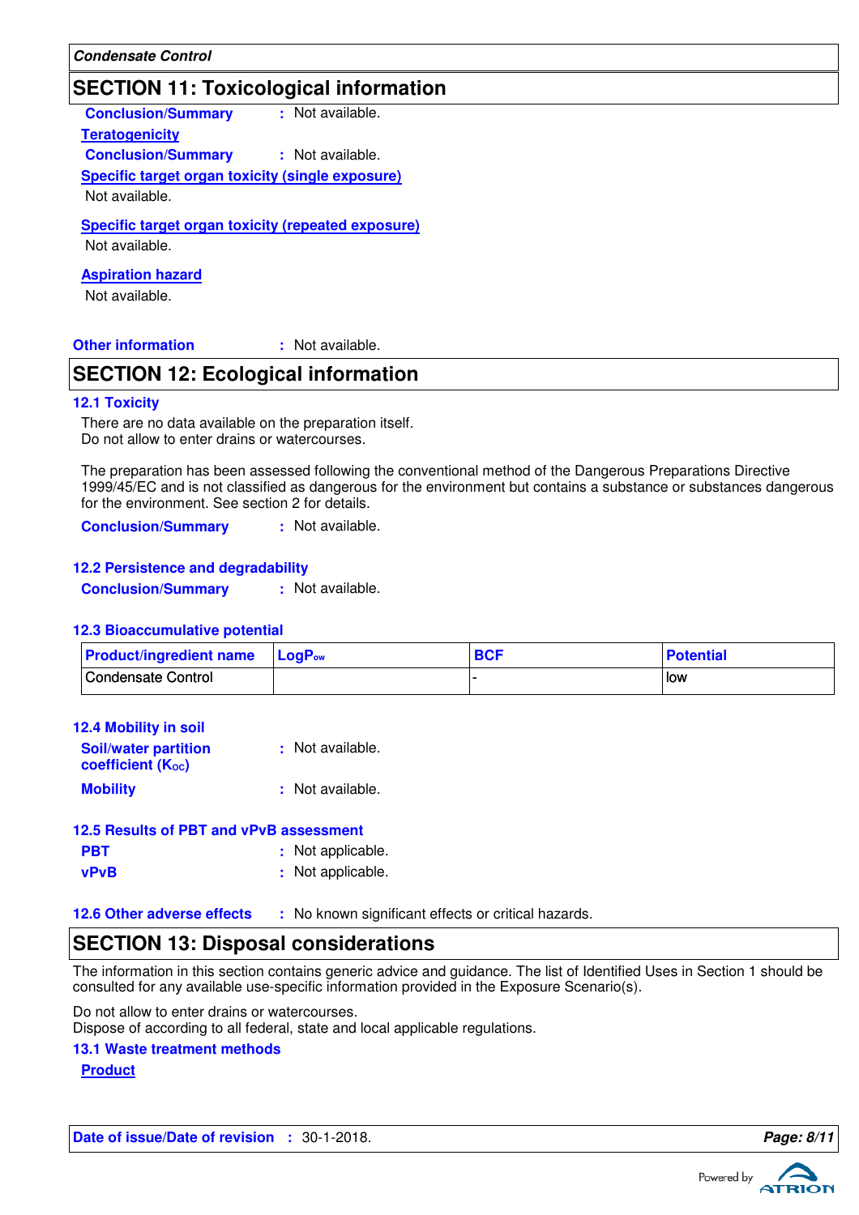## SECTION 11: Toxicological information

**Conclusion/Summary** : Not available.

**Teratogenicity**

**Conclusion/Summary** : Not available.

**Specific target organ toxicity (single exposure)**

Not available.

**Specific target organ toxicity (repeated exposure)**

Not available.

**Aspiration hazard**

Not available.

**Other information** : Not available.

## SECTION 12: Ecological information

### 12.1 Toxicity

There are no data available on the preparation itself.
Do not allow to enter drains or watercourses.

The preparation has been assessed following the conventional method of the Dangerous Preparations Directive 1999/45/EC and is not classified as dangerous for the environment but contains a substance or substances dangerous for the environment. See section 2 for details.

**Conclusion/Summary** : Not available.

### 12.2 Persistence and degradability

**Conclusion/Summary** : Not available.

### 12.3 Bioaccumulative potential

| Product/ingredient name | $LogP_{ow}$ | BCF | Potential |
|---|---|---|---|
| Condensate Control | | - | low |

### 12.4 Mobility in soil

**Soil/water partition coefficient ($K_{OC}$)** : Not available.

**Mobility** : Not available.

### 12.5 Results of PBT and vPvB assessment

**PBT** : Not applicable.

**vPvB** : Not applicable.

**12.6 Other adverse effects** : No known significant effects or critical hazards.

## SECTION 13: Disposal considerations

The information in this section contains generic advice and guidance. The list of Identified Uses in Section 1 should be consulted for any available use-specific information provided in the Exposure Scenario(s).

Do not allow to enter drains or watercourses.
Dispose of according to all federal, state and local applicable regulations.

### 13.1 Waste treatment methods

**Product**

**Date of issue/Date of revision** : 30-1-2018.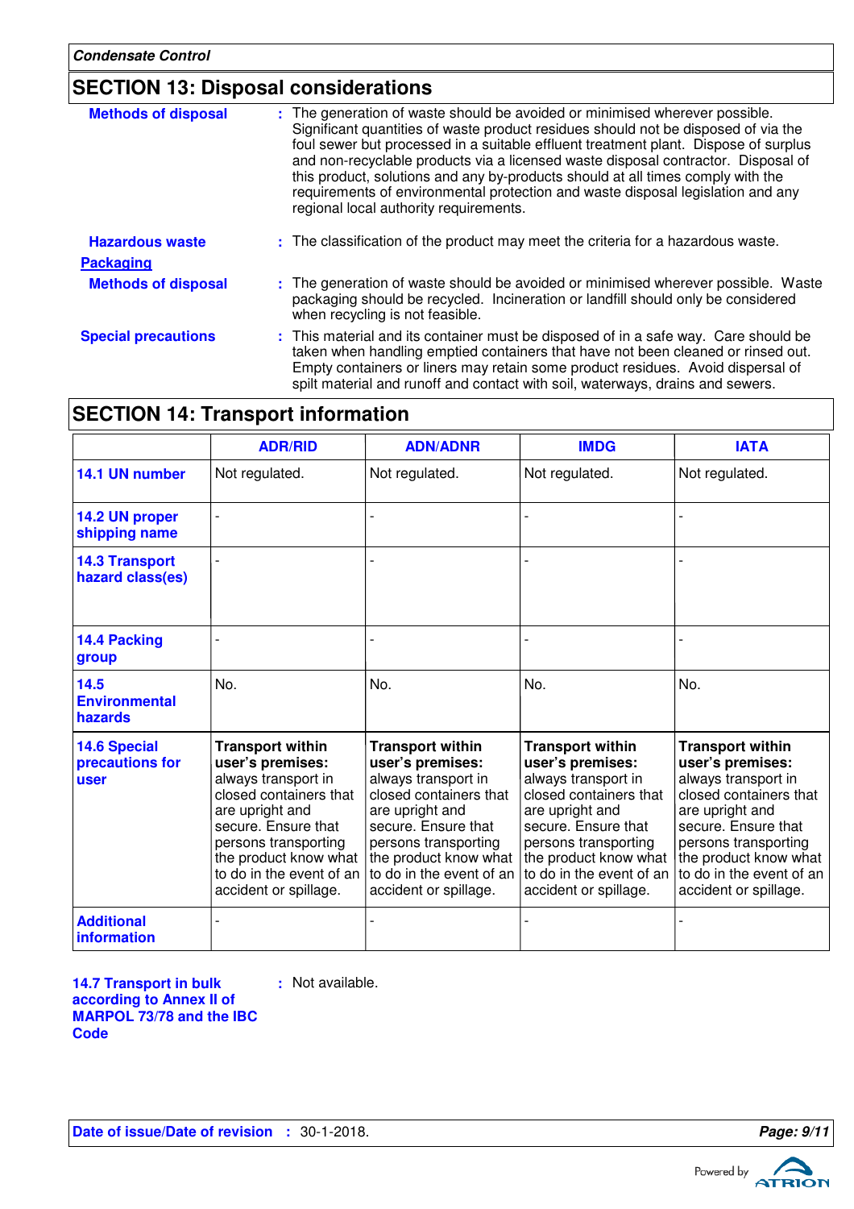## SECTION 13: Disposal considerations

**Methods of disposal** : The generation of waste should be avoided or minimised wherever possible. Significant quantities of waste product residues should not be disposed of via the foul sewer but processed in a suitable effluent treatment plant. Dispose of surplus and non-recyclable products via a licensed waste disposal contractor. Disposal of this product, solutions and any by-products should at all times comply with the requirements of environmental protection and waste disposal legislation and any regional local authority requirements.

**Hazardous waste** : The classification of the product may meet the criteria for a hazardous waste.

**Packaging**

**Methods of disposal** : The generation of waste should be avoided or minimised wherever possible. Waste packaging should be recycled. Incineration or landfill should only be considered when recycling is not feasible.

**Special precautions** : This material and its container must be disposed of in a safe way. Care should be taken when handling emptied containers that have not been cleaned or rinsed out. Empty containers or liners may retain some product residues. Avoid dispersal of spilt material and runoff and contact with soil, waterways, drains and sewers.

## SECTION 14: Transport information

| | ADR/RID | ADN/ADNR | IMDG | IATA |
|---|---|---|---|---|
| 14.1 UN number | Not regulated. | Not regulated. | Not regulated. | Not regulated. |
| 14.2 UN proper shipping name | - | - | - | - |
| 14.3 Transport hazard class(es) | - | - | - | - |
| 14.4 Packing group | - | - | - | - |
| 14.5 Environmental hazards | No. | No. | No. | No. |
| 14.6 Special precautions for user | **Transport within user's premises:** always transport in closed containers that are upright and secure. Ensure that persons transporting the product know what to do in the event of an accident or spillage. | **Transport within user's premises:** always transport in closed containers that are upright and secure. Ensure that persons transporting the product know what to do in the event of an accident or spillage. | **Transport within user's premises:** always transport in closed containers that are upright and secure. Ensure that persons transporting the product know what to do in the event of an accident or spillage. | **Transport within user's premises:** always transport in closed containers that are upright and secure. Ensure that persons transporting the product know what to do in the event of an accident or spillage. |
| Additional information | - | - | - | - |

**14.7 Transport in bulk according to Annex II of MARPOL 73/78 and the IBC Code** : Not available.

**Date of issue/Date of revision** : 30-1-2018.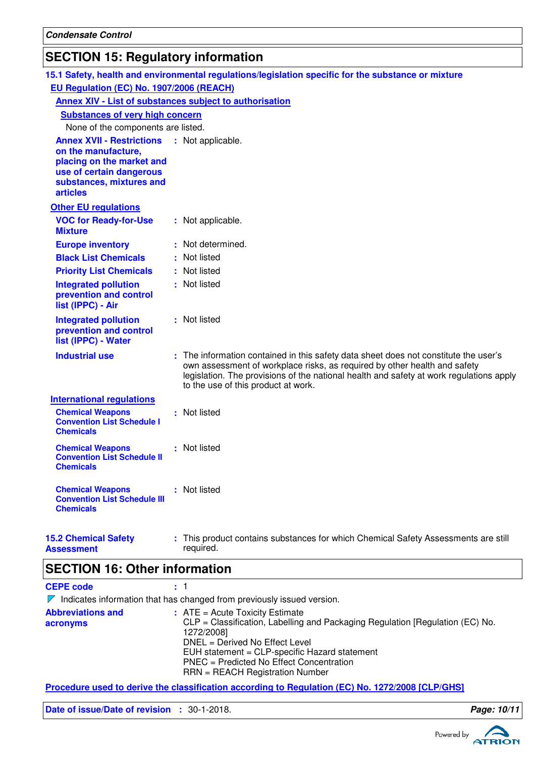## SECTION 15: Regulatory information

### 15.1 Safety, health and environmental regulations/legislation specific for the substance or mixture

**EU Regulation (EC) No. 1907/2006 (REACH)**

**Annex XIV - List of substances subject to authorisation**

**Substances of very high concern**

None of the components are listed.

**Annex XVII - Restrictions on the manufacture, placing on the market and use of certain dangerous substances, mixtures and articles** : Not applicable.

**Other EU regulations**

**VOC for Ready-for-Use Mixture** : Not applicable.

**Europe inventory** : Not determined.

**Black List Chemicals** : Not listed

**Priority List Chemicals** : Not listed

**Integrated pollution prevention and control list (IPPC) - Air** : Not listed

**Integrated pollution prevention and control list (IPPC) - Water** : Not listed

**Industrial use** : The information contained in this safety data sheet does not constitute the user's own assessment of workplace risks, as required by other health and safety legislation. The provisions of the national health and safety at work regulations apply to the use of this product at work.

**International regulations**

**Chemical Weapons Convention List Schedule I Chemicals** : Not listed

**Chemical Weapons Convention List Schedule II Chemicals** : Not listed

**Chemical Weapons Convention List Schedule III Chemicals** : Not listed

**15.2 Chemical Safety Assessment** : This product contains substances for which Chemical Safety Assessments are still required.

## SECTION 16: Other information

**CEPE code** : 1

Indicates information that has changed from previously issued version.

**Abbreviations and acronyms** : ATE = Acute Toxicity Estimate
CLP = Classification, Labelling and Packaging Regulation [Regulation (EC) No. 1272/2008]
DNEL = Derived No Effect Level
EUH statement = CLP-specific Hazard statement
PNEC = Predicted No Effect Concentration
RRN = REACH Registration Number

**Procedure used to derive the classification according to Regulation (EC) No. 1272/2008 [CLP/GHS]**

**Date of issue/Date of revision** : 30-1-2018.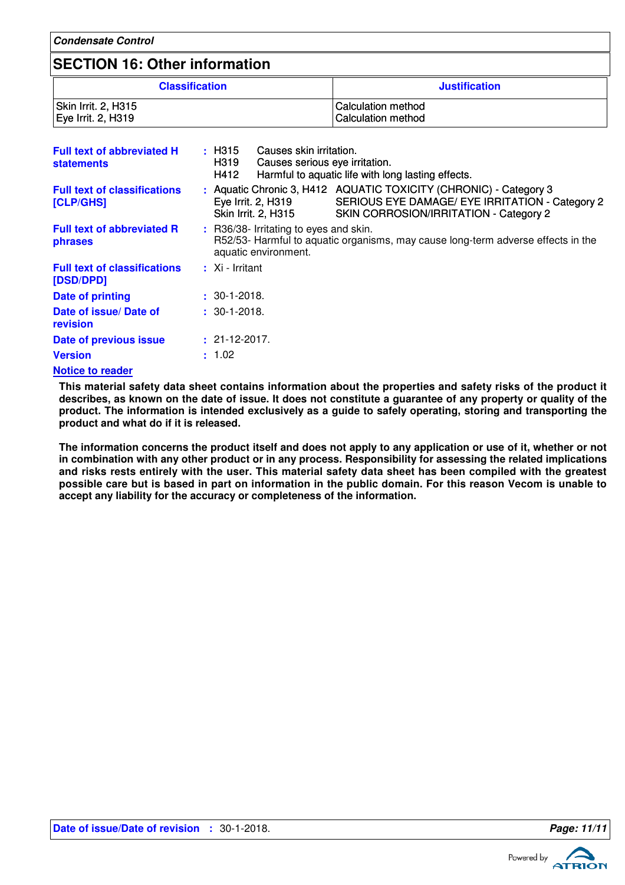## SECTION 16: Other information

| Classification | Justification |
|---|---|
| Skin Irrit. 2, H315<br>Eye Irrit. 2, H319 | Calculation method<br>Calculation method |

**Full text of abbreviated H statements** : H315 Causes skin irritation.
H319 Causes serious eye irritation.
H412 Harmful to aquatic life with long lasting effects.

**Full text of classifications [CLP/GHS]** : Aquatic Chronic 3, H412 AQUATIC TOXICITY (CHRONIC) - Category 3
Eye Irrit. 2, H319 SERIOUS EYE DAMAGE/ EYE IRRITATION - Category 2
Skin Irrit. 2, H315 SKIN CORROSION/IRRITATION - Category 2

**Full text of abbreviated R phrases** : R36/38- Irritating to eyes and skin.
R52/53- Harmful to aquatic organisms, may cause long-term adverse effects in the aquatic environment.

**Full text of classifications [DSD/DPD]** : Xi - Irritant

**Date of printing** : 30-1-2018.

**Date of issue/ Date of revision** : 30-1-2018.

**Date of previous issue** : 21-12-2017.

**Version** : 1.02

**Notice to reader**

**This material safety data sheet contains information about the properties and safety risks of the product it describes, as known on the date of issue. It does not constitute a guarantee of any property or quality of the product. The information is intended exclusively as a guide to safely operating, storing and transporting the product and what do if it is released.**

**The information concerns the product itself and does not apply to any application or use of it, whether or not in combination with any other product or in any process. Responsibility for assessing the related implications and risks rests entirely with the user. This material safety data sheet has been compiled with the greatest possible care but is based in part on information in the public domain. For this reason Vecom is unable to accept any liability for the accuracy or completeness of the information.**